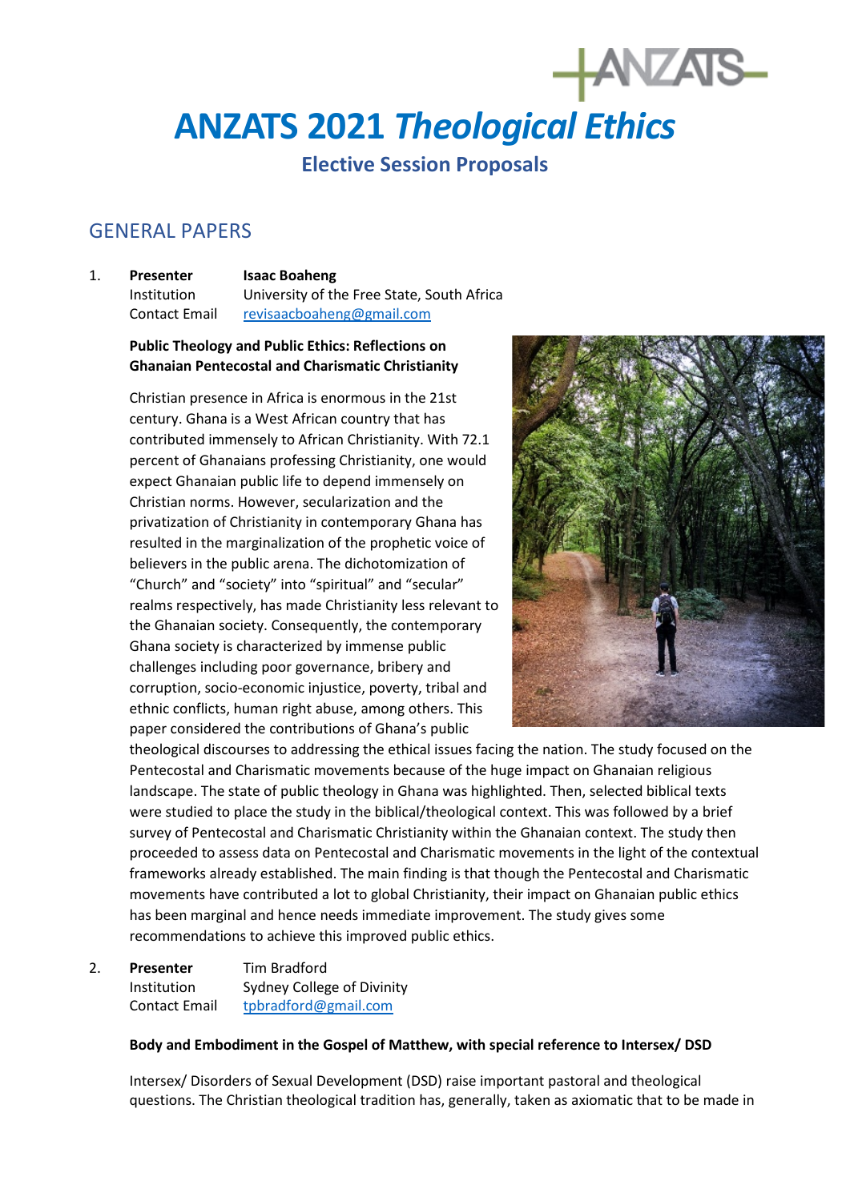# ANZATS 2021 *Theological Ethics*

## Elective Session Proposals

## GENERAL PAPERS

1. **Presenter** **Isaac Boaheng**
   Institution University of the Free State, South Africa
   Contact Email revisaacboaheng@gmail.com

   **Public Theology and Public Ethics: Reflections on Ghanaian Pentecostal and Charismatic Christianity**

   Christian presence in Africa is enormous in the 21st century. Ghana is a West African country that has contributed immensely to African Christianity. With 72.1 percent of Ghanaians professing Christianity, one would expect Ghanaian public life to depend immensely on Christian norms. However, secularization and the privatization of Christianity in contemporary Ghana has resulted in the marginalization of the prophetic voice of believers in the public arena. The dichotomization of "Church" and "society" into "spiritual" and "secular" realms respectively, has made Christianity less relevant to the Ghanaian society. Consequently, the contemporary Ghana society is characterized by immense public challenges including poor governance, bribery and corruption, socio-economic injustice, poverty, tribal and ethnic conflicts, human right abuse, among others. This paper considered the contributions of Ghana's public theological discourses to addressing the ethical issues facing the nation. The study focused on the Pentecostal and Charismatic movements because of the huge impact on Ghanaian religious landscape. The state of public theology in Ghana was highlighted. Then, selected biblical texts were studied to place the study in the biblical/theological context. This was followed by a brief survey of Pentecostal and Charismatic Christianity within the Ghanaian context. The study then proceeded to assess data on Pentecostal and Charismatic movements in the light of the contextual frameworks already established. The main finding is that though the Pentecostal and Charismatic movements have contributed a lot to global Christianity, their impact on Ghanaian public ethics has been marginal and hence needs immediate improvement. The study gives some recommendations to achieve this improved public ethics.

2. **Presenter** Tim Bradford
   Institution Sydney College of Divinity
   Contact Email tpbradford@gmail.com

   **Body and Embodiment in the Gospel of Matthew, with special reference to Intersex/ DSD**

   Intersex/ Disorders of Sexual Development (DSD) raise important pastoral and theological questions. The Christian theological tradition has, generally, taken as axiomatic that to be made in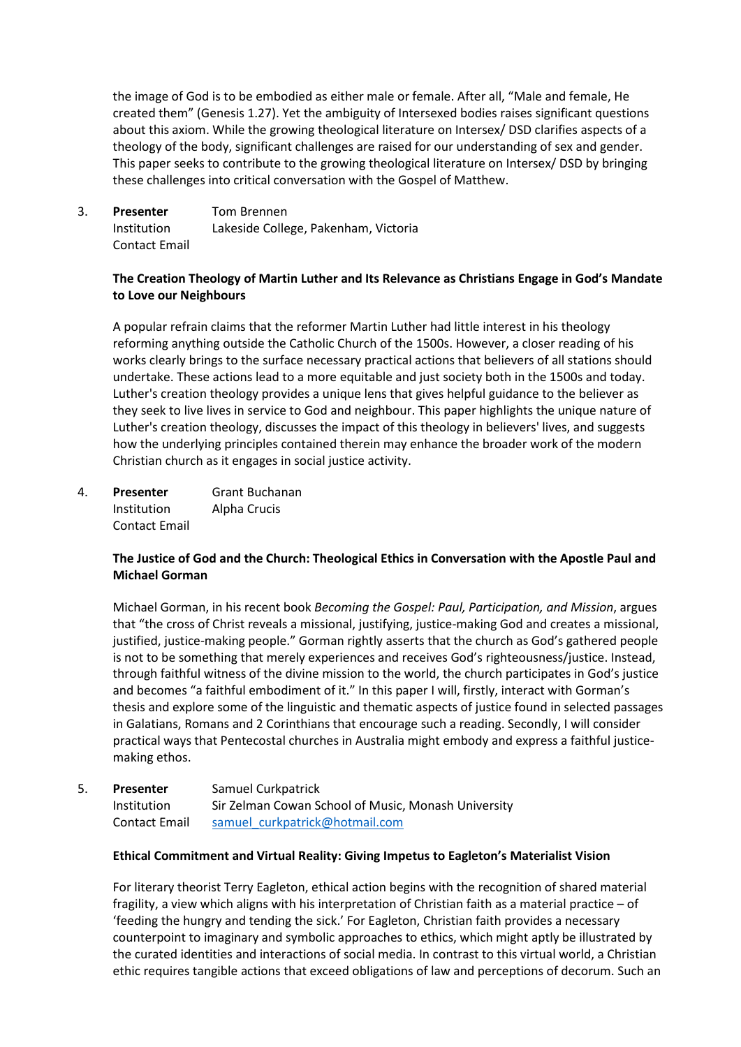the image of God is to be embodied as either male or female. After all, “Male and female, He created them” (Genesis 1.27). Yet the ambiguity of Intersexed bodies raises significant questions about this axiom. While the growing theological literature on Intersex/ DSD clarifies aspects of a theology of the body, significant challenges are raised for our understanding of sex and gender. This paper seeks to contribute to the growing theological literature on Intersex/ DSD by bringing these challenges into critical conversation with the Gospel of Matthew.

3. **Presenter** Tom Brennen
   Institution Lakeside College, Pakenham, Victoria
   Contact Email

   **The Creation Theology of Martin Luther and Its Relevance as Christians Engage in God’s Mandate to Love our Neighbours**

   A popular refrain claims that the reformer Martin Luther had little interest in his theology reforming anything outside the Catholic Church of the 1500s. However, a closer reading of his works clearly brings to the surface necessary practical actions that believers of all stations should undertake. These actions lead to a more equitable and just society both in the 1500s and today. Luther's creation theology provides a unique lens that gives helpful guidance to the believer as they seek to live lives in service to God and neighbour. This paper highlights the unique nature of Luther's creation theology, discusses the impact of this theology in believers' lives, and suggests how the underlying principles contained therein may enhance the broader work of the modern Christian church as it engages in social justice activity.

4. **Presenter** Grant Buchanan
   Institution Alpha Crucis
   Contact Email

   **The Justice of God and the Church: Theological Ethics in Conversation with the Apostle Paul and Michael Gorman**

   Michael Gorman, in his recent book *Becoming the Gospel: Paul, Participation, and Mission*, argues that “the cross of Christ reveals a missional, justifying, justice-making God and creates a missional, justified, justice-making people.” Gorman rightly asserts that the church as God’s gathered people is not to be something that merely experiences and receives God’s righteousness/justice. Instead, through faithful witness of the divine mission to the world, the church participates in God’s justice and becomes “a faithful embodiment of it.” In this paper I will, firstly, interact with Gorman’s thesis and explore some of the linguistic and thematic aspects of justice found in selected passages in Galatians, Romans and 2 Corinthians that encourage such a reading. Secondly, I will consider practical ways that Pentecostal churches in Australia might embody and express a faithful justice-making ethos.

5. **Presenter** Samuel Curkpatrick
   Institution Sir Zelman Cowan School of Music, Monash University
   Contact Email samuel_curkpatrick@hotmail.com

   **Ethical Commitment and Virtual Reality: Giving Impetus to Eagleton’s Materialist Vision**

   For literary theorist Terry Eagleton, ethical action begins with the recognition of shared material fragility, a view which aligns with his interpretation of Christian faith as a material practice – of ‘feeding the hungry and tending the sick.’ For Eagleton, Christian faith provides a necessary counterpoint to imaginary and symbolic approaches to ethics, which might aptly be illustrated by the curated identities and interactions of social media. In contrast to this virtual world, a Christian ethic requires tangible actions that exceed obligations of law and perceptions of decorum. Such an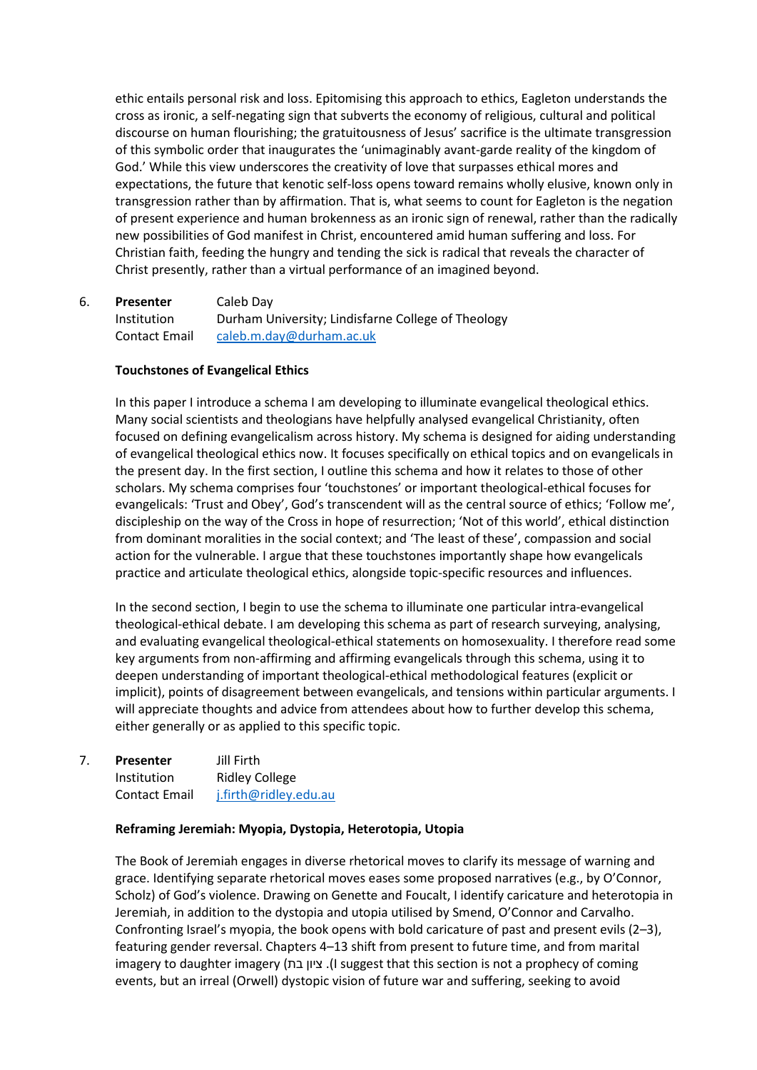ethic entails personal risk and loss. Epitomising this approach to ethics, Eagleton understands the cross as ironic, a self-negating sign that subverts the economy of religious, cultural and political discourse on human flourishing; the gratuitousness of Jesus' sacrifice is the ultimate transgression of this symbolic order that inaugurates the 'unimaginably avant-garde reality of the kingdom of God.' While this view underscores the creativity of love that surpasses ethical mores and expectations, the future that kenotic self-loss opens toward remains wholly elusive, known only in transgression rather than by affirmation. That is, what seems to count for Eagleton is the negation of present experience and human brokenness as an ironic sign of renewal, rather than the radically new possibilities of God manifest in Christ, encountered amid human suffering and loss. For Christian faith, feeding the hungry and tending the sick is radical that reveals the character of Christ presently, rather than a virtual performance of an imagined beyond.

6. **Presenter** Caleb Day
   Institution Durham University; Lindisfarne College of Theology
   Contact Email [caleb.m.day@durham.ac.uk](mailto:caleb.m.day@durham.ac.uk)

   **Touchstones of Evangelical Ethics**

   In this paper I introduce a schema I am developing to illuminate evangelical theological ethics. Many social scientists and theologians have helpfully analysed evangelical Christianity, often focused on defining evangelicalism across history. My schema is designed for aiding understanding of evangelical theological ethics now. It focuses specifically on ethical topics and on evangelicals in the present day. In the first section, I outline this schema and how it relates to those of other scholars. My schema comprises four 'touchstones' or important theological-ethical focuses for evangelicals: 'Trust and Obey', God's transcendent will as the central source of ethics; 'Follow me', discipleship on the way of the Cross in hope of resurrection; 'Not of this world', ethical distinction from dominant moralities in the social context; and 'The least of these', compassion and social action for the vulnerable. I argue that these touchstones importantly shape how evangelicals practice and articulate theological ethics, alongside topic-specific resources and influences.

   In the second section, I begin to use the schema to illuminate one particular intra-evangelical theological-ethical debate. I am developing this schema as part of research surveying, analysing, and evaluating evangelical theological-ethical statements on homosexuality. I therefore read some key arguments from non-affirming and affirming evangelicals through this schema, using it to deepen understanding of important theological-ethical methodological features (explicit or implicit), points of disagreement between evangelicals, and tensions within particular arguments. I will appreciate thoughts and advice from attendees about how to further develop this schema, either generally or as applied to this specific topic.

7. **Presenter** Jill Firth
   Institution Ridley College
   Contact Email [j.firth@ridley.edu.au](mailto:j.firth@ridley.edu.au)

   **Reframing Jeremiah: Myopia, Dystopia, Heterotopia, Utopia**

   The Book of Jeremiah engages in diverse rhetorical moves to clarify its message of warning and grace. Identifying separate rhetorical moves eases some proposed narratives (e.g., by O'Connor, Scholz) of God's violence. Drawing on Genette and Foucalt, I identify caricature and heterotopia in Jeremiah, in addition to the dystopia and utopia utilised by Smend, O'Connor and Carvalho. Confronting Israel's myopia, the book opens with bold caricature of past and present evils (2–3), featuring gender reversal. Chapters 4–13 shift from present to future time, and from marital imagery to daughter imagery (בת ציון). I suggest that this section is not a prophecy of coming events, but an irreal (Orwell) dystopic vision of future war and suffering, seeking to avoid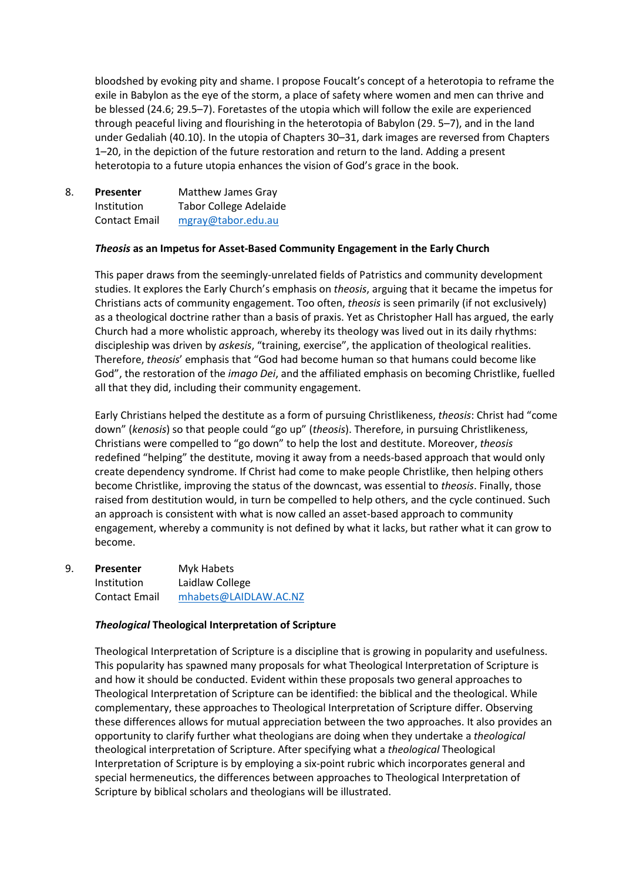bloodshed by evoking pity and shame. I propose Foucalt's concept of a heterotopia to reframe the exile in Babylon as the eye of the storm, a place of safety where women and men can thrive and be blessed (24.6; 29.5–7). Foretastes of the utopia which will follow the exile are experienced through peaceful living and flourishing in the heterotopia of Babylon (29. 5–7), and in the land under Gedaliah (40.10). In the utopia of Chapters 30–31, dark images are reversed from Chapters 1–20, in the depiction of the future restoration and return to the land. Adding a present heterotopia to a future utopia enhances the vision of God's grace in the book.

8. **Presenter** Matthew James Gray
   Institution Tabor College Adelaide
   Contact Email mgray@tabor.edu.au

**_Theosis_ as an Impetus for Asset-Based Community Engagement in the Early Church**

This paper draws from the seemingly-unrelated fields of Patristics and community development studies. It explores the Early Church's emphasis on *theosis*, arguing that it became the impetus for Christians acts of community engagement. Too often, *theosis* is seen primarily (if not exclusively) as a theological doctrine rather than a basis of praxis. Yet as Christopher Hall has argued, the early Church had a more wholistic approach, whereby its theology was lived out in its daily rhythms: discipleship was driven by *askesis*, "training, exercise", the application of theological realities. Therefore, *theosis*' emphasis that "God had become human so that humans could become like God", the restoration of the *imago Dei*, and the affiliated emphasis on becoming Christlike, fuelled all that they did, including their community engagement.

Early Christians helped the destitute as a form of pursuing Christlikeness, *theosis*: Christ had "come down" (*kenosis*) so that people could "go up" (*theosis*). Therefore, in pursuing Christlikeness, Christians were compelled to "go down" to help the lost and destitute. Moreover, *theosis* redefined "helping" the destitute, moving it away from a needs-based approach that would only create dependency syndrome. If Christ had come to make people Christlike, then helping others become Christlike, improving the status of the downcast, was essential to *theosis*. Finally, those raised from destitution would, in turn be compelled to help others, and the cycle continued. Such an approach is consistent with what is now called an asset-based approach to community engagement, whereby a community is not defined by what it lacks, but rather what it can grow to become.

9. **Presenter** Myk Habets
   Institution Laidlaw College
   Contact Email mhabets@LAIDLAW.AC.NZ

***Theological* Theological Interpretation of Scripture**

Theological Interpretation of Scripture is a discipline that is growing in popularity and usefulness. This popularity has spawned many proposals for what Theological Interpretation of Scripture is and how it should be conducted. Evident within these proposals two general approaches to Theological Interpretation of Scripture can be identified: the biblical and the theological. While complementary, these approaches to Theological Interpretation of Scripture differ. Observing these differences allows for mutual appreciation between the two approaches. It also provides an opportunity to clarify further what theologians are doing when they undertake a *theological* theological interpretation of Scripture. After specifying what a *theological* Theological Interpretation of Scripture is by employing a six-point rubric which incorporates general and special hermeneutics, the differences between approaches to Theological Interpretation of Scripture by biblical scholars and theologians will be illustrated.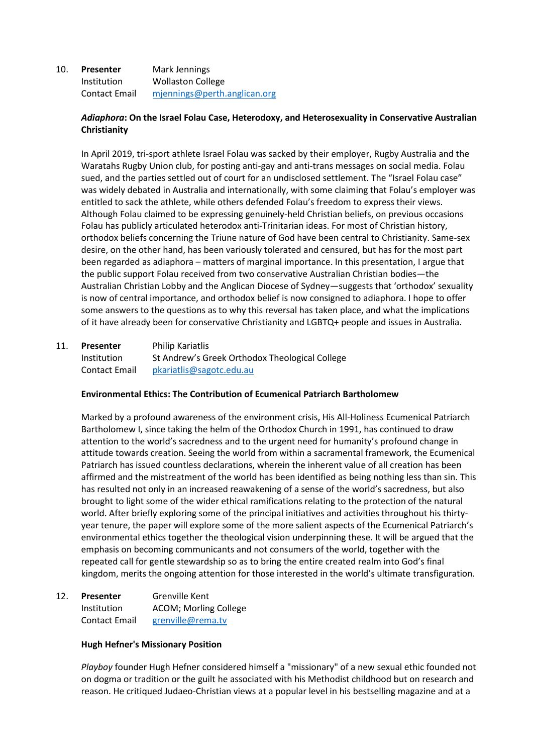10. **Presenter** Mark Jennings
    Institution Wollaston College
    Contact Email mjennings@perth.anglican.org

**_Adiaphora_: On the Israel Folau Case, Heterodoxy, and Heterosexuality in Conservative Australian Christianity**

In April 2019, tri-sport athlete Israel Folau was sacked by their employer, Rugby Australia and the Waratahs Rugby Union club, for posting anti-gay and anti-trans messages on social media. Folau sued, and the parties settled out of court for an undisclosed settlement. The "Israel Folau case" was widely debated in Australia and internationally, with some claiming that Folau's employer was entitled to sack the athlete, while others defended Folau's freedom to express their views. Although Folau claimed to be expressing genuinely-held Christian beliefs, on previous occasions Folau has publicly articulated heterodox anti-Trinitarian ideas. For most of Christian history, orthodox beliefs concerning the Triune nature of God have been central to Christianity. Same-sex desire, on the other hand, has been variously tolerated and censured, but has for the most part been regarded as adiaphora – matters of marginal importance. In this presentation, I argue that the public support Folau received from two conservative Australian Christian bodies—the Australian Christian Lobby and the Anglican Diocese of Sydney—suggests that 'orthodox' sexuality is now of central importance, and orthodox belief is now consigned to adiaphora. I hope to offer some answers to the questions as to why this reversal has taken place, and what the implications of it have already been for conservative Christianity and LGBTQ+ people and issues in Australia.

11. **Presenter** Philip Kariatlis
    Institution St Andrew's Greek Orthodox Theological College
    Contact Email pkariatlis@sagotc.edu.au

**Environmental Ethics: The Contribution of Ecumenical Patriarch Bartholomew**

Marked by a profound awareness of the environment crisis, His All-Holiness Ecumenical Patriarch Bartholomew I, since taking the helm of the Orthodox Church in 1991, has continued to draw attention to the world's sacredness and to the urgent need for humanity's profound change in attitude towards creation. Seeing the world from within a sacramental framework, the Ecumenical Patriarch has issued countless declarations, wherein the inherent value of all creation has been affirmed and the mistreatment of the world has been identified as being nothing less than sin. This has resulted not only in an increased reawakening of a sense of the world's sacredness, but also brought to light some of the wider ethical ramifications relating to the protection of the natural world. After briefly exploring some of the principal initiatives and activities throughout his thirty-year tenure, the paper will explore some of the more salient aspects of the Ecumenical Patriarch's environmental ethics together the theological vision underpinning these. It will be argued that the emphasis on becoming communicants and not consumers of the world, together with the repeated call for gentle stewardship so as to bring the entire created realm into God's final kingdom, merits the ongoing attention for those interested in the world's ultimate transfiguration.

12. **Presenter** Grenville Kent
    Institution ACOM; Morling College
    Contact Email grenville@rema.tv

**Hugh Hefner's Missionary Position**

*Playboy* founder Hugh Hefner considered himself a "missionary" of a new sexual ethic founded not on dogma or tradition or the guilt he associated with his Methodist childhood but on research and reason. He critiqued Judaeo-Christian views at a popular level in his bestselling magazine and at a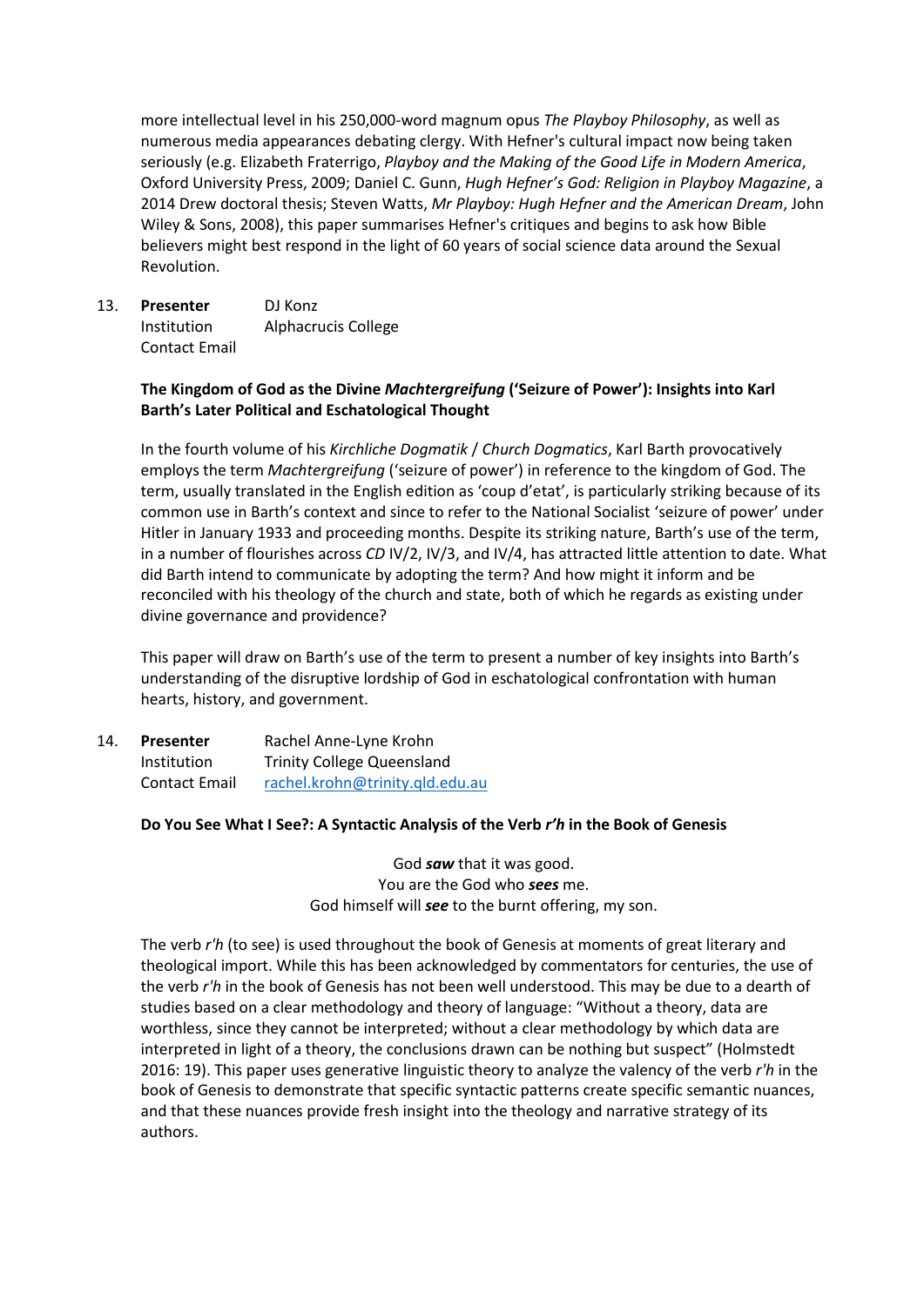more intellectual level in his 250,000-word magnum opus *The Playboy Philosophy*, as well as numerous media appearances debating clergy. With Hefner's cultural impact now being taken seriously (e.g. Elizabeth Fraterrigo, *Playboy and the Making of the Good Life in Modern America*, Oxford University Press, 2009; Daniel C. Gunn, *Hugh Hefner's God: Religion in Playboy Magazine*, a 2014 Drew doctoral thesis; Steven Watts, *Mr Playboy: Hugh Hefner and the American Dream*, John Wiley & Sons, 2008), this paper summarises Hefner's critiques and begins to ask how Bible believers might best respond in the light of 60 years of social science data around the Sexual Revolution.

13. **Presenter** DJ Konz
    Institution Alphacrucis College
    Contact Email

**The Kingdom of God as the Divine *Machtergreifung* ('Seizure of Power'): Insights into Karl Barth's Later Political and Eschatological Thought**

In the fourth volume of his *Kirchliche Dogmatik* / *Church Dogmatics*, Karl Barth provocatively employs the term *Machtergreifung* ('seizure of power') in reference to the kingdom of God. The term, usually translated in the English edition as 'coup d'etat', is particularly striking because of its common use in Barth's context and since to refer to the National Socialist 'seizure of power' under Hitler in January 1933 and proceeding months. Despite its striking nature, Barth's use of the term, in a number of flourishes across *CD* IV/2, IV/3, and IV/4, has attracted little attention to date. What did Barth intend to communicate by adopting the term? And how might it inform and be reconciled with his theology of the church and state, both of which he regards as existing under divine governance and providence?

This paper will draw on Barth's use of the term to present a number of key insights into Barth's understanding of the disruptive lordship of God in eschatological confrontation with human hearts, history, and government.

14. **Presenter** Rachel Anne-Lyne Krohn
    Institution Trinity College Queensland
    Contact Email rachel.krohn@trinity.qld.edu.au

**Do You See What I See?: A Syntactic Analysis of the Verb *r'h* in the Book of Genesis**

God ***saw*** that it was good.
You are the God who ***sees*** me.
God himself will ***see*** to the burnt offering, my son.

The verb *r'h* (to see) is used throughout the book of Genesis at moments of great literary and theological import. While this has been acknowledged by commentators for centuries, the use of the verb *r'h* in the book of Genesis has not been well understood. This may be due to a dearth of studies based on a clear methodology and theory of language: "Without a theory, data are worthless, since they cannot be interpreted; without a clear methodology by which data are interpreted in light of a theory, the conclusions drawn can be nothing but suspect" (Holmstedt 2016: 19). This paper uses generative linguistic theory to analyze the valency of the verb *r'h* in the book of Genesis to demonstrate that specific syntactic patterns create specific semantic nuances, and that these nuances provide fresh insight into the theology and narrative strategy of its authors.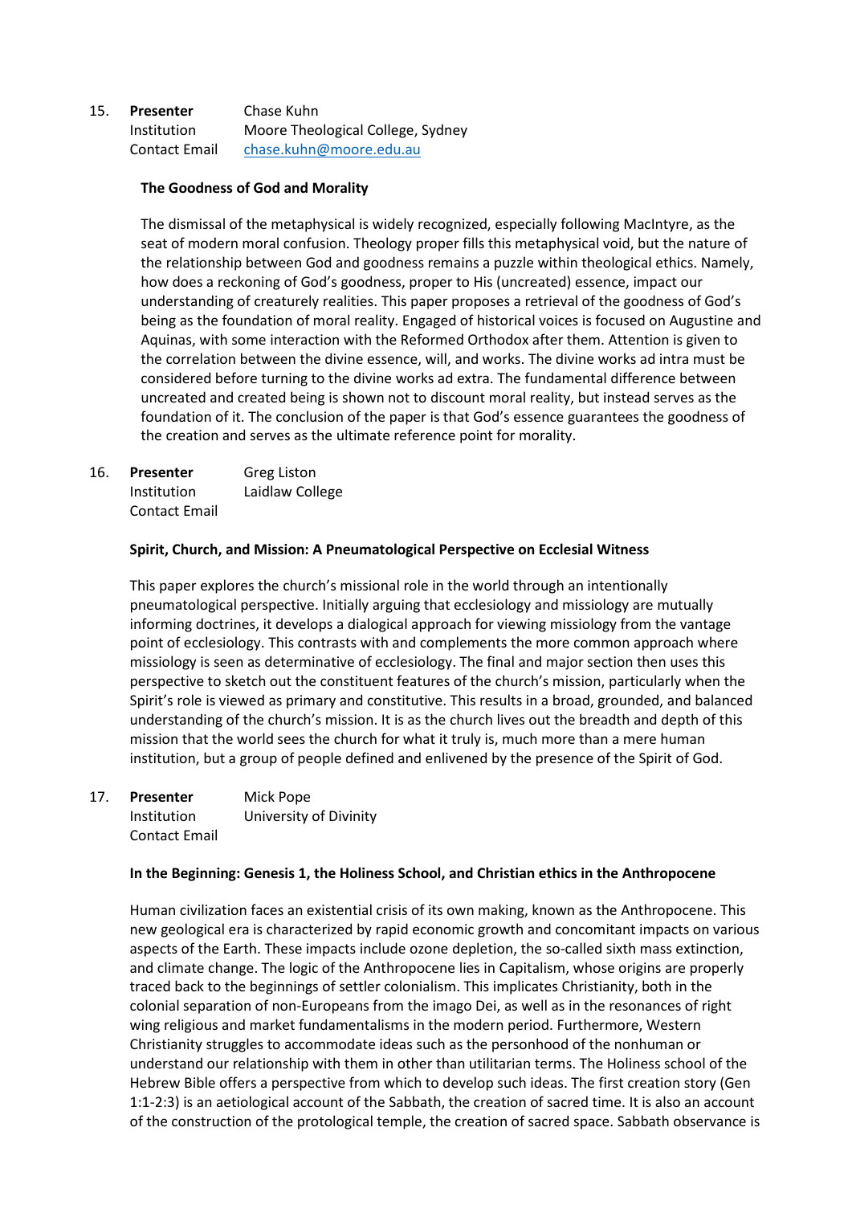15. **Presenter** Chase Kuhn
Institution Moore Theological College, Sydney
Contact Email chase.kuhn@moore.edu.au

**The Goodness of God and Morality**

The dismissal of the metaphysical is widely recognized, especially following MacIntyre, as the seat of modern moral confusion. Theology proper fills this metaphysical void, but the nature of the relationship between God and goodness remains a puzzle within theological ethics. Namely, how does a reckoning of God's goodness, proper to His (uncreated) essence, impact our understanding of creaturely realities. This paper proposes a retrieval of the goodness of God's being as the foundation of moral reality. Engaged of historical voices is focused on Augustine and Aquinas, with some interaction with the Reformed Orthodox after them. Attention is given to the correlation between the divine essence, will, and works. The divine works ad intra must be considered before turning to the divine works ad extra. The fundamental difference between uncreated and created being is shown not to discount moral reality, but instead serves as the foundation of it. The conclusion of the paper is that God's essence guarantees the goodness of the creation and serves as the ultimate reference point for morality.

16. **Presenter** Greg Liston
Institution Laidlaw College
Contact Email

**Spirit, Church, and Mission: A Pneumatological Perspective on Ecclesial Witness**

This paper explores the church's missional role in the world through an intentionally pneumatological perspective. Initially arguing that ecclesiology and missiology are mutually informing doctrines, it develops a dialogical approach for viewing missiology from the vantage point of ecclesiology. This contrasts with and complements the more common approach where missiology is seen as determinative of ecclesiology. The final and major section then uses this perspective to sketch out the constituent features of the church's mission, particularly when the Spirit's role is viewed as primary and constitutive. This results in a broad, grounded, and balanced understanding of the church's mission. It is as the church lives out the breadth and depth of this mission that the world sees the church for what it truly is, much more than a mere human institution, but a group of people defined and enlivened by the presence of the Spirit of God.

17. **Presenter** Mick Pope
Institution University of Divinity
Contact Email

**In the Beginning: Genesis 1, the Holiness School, and Christian ethics in the Anthropocene**

Human civilization faces an existential crisis of its own making, known as the Anthropocene. This new geological era is characterized by rapid economic growth and concomitant impacts on various aspects of the Earth. These impacts include ozone depletion, the so-called sixth mass extinction, and climate change. The logic of the Anthropocene lies in Capitalism, whose origins are properly traced back to the beginnings of settler colonialism. This implicates Christianity, both in the colonial separation of non-Europeans from the imago Dei, as well as in the resonances of right wing religious and market fundamentalisms in the modern period. Furthermore, Western Christianity struggles to accommodate ideas such as the personhood of the nonhuman or understand our relationship with them in other than utilitarian terms. The Holiness school of the Hebrew Bible offers a perspective from which to develop such ideas. The first creation story (Gen 1:1-2:3) is an aetiological account of the Sabbath, the creation of sacred time. It is also an account of the construction of the protological temple, the creation of sacred space. Sabbath observance is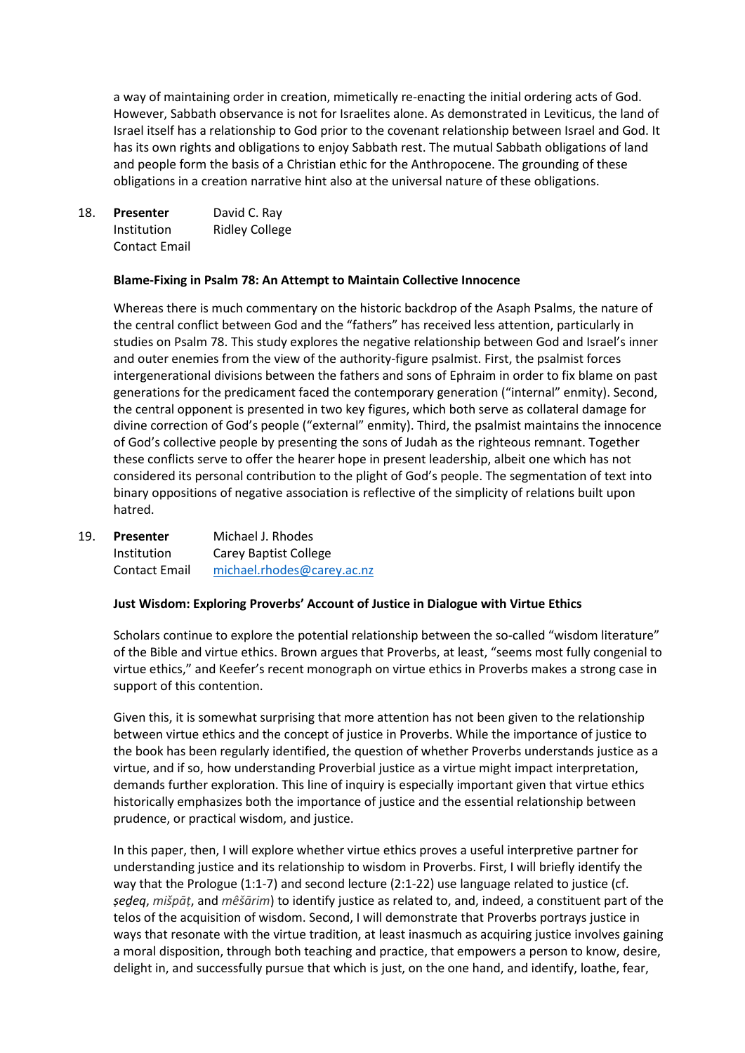a way of maintaining order in creation, mimetically re-enacting the initial ordering acts of God. However, Sabbath observance is not for Israelites alone. As demonstrated in Leviticus, the land of Israel itself has a relationship to God prior to the covenant relationship between Israel and God. It has its own rights and obligations to enjoy Sabbath rest. The mutual Sabbath obligations of land and people form the basis of a Christian ethic for the Anthropocene. The grounding of these obligations in a creation narrative hint also at the universal nature of these obligations.

18. **Presenter** David C. Ray
    Institution Ridley College
    Contact Email

**Blame-Fixing in Psalm 78: An Attempt to Maintain Collective Innocence**

Whereas there is much commentary on the historic backdrop of the Asaph Psalms, the nature of the central conflict between God and the "fathers" has received less attention, particularly in studies on Psalm 78. This study explores the negative relationship between God and Israel's inner and outer enemies from the view of the authority-figure psalmist. First, the psalmist forces intergenerational divisions between the fathers and sons of Ephraim in order to fix blame on past generations for the predicament faced the contemporary generation ("internal" enmity). Second, the central opponent is presented in two key figures, which both serve as collateral damage for divine correction of God's people ("external" enmity). Third, the psalmist maintains the innocence of God's collective people by presenting the sons of Judah as the righteous remnant. Together these conflicts serve to offer the hearer hope in present leadership, albeit one which has not considered its personal contribution to the plight of God's people. The segmentation of text into binary oppositions of negative association is reflective of the simplicity of relations built upon hatred.

19. **Presenter** Michael J. Rhodes
    Institution Carey Baptist College
    Contact Email michael.rhodes@carey.ac.nz

**Just Wisdom: Exploring Proverbs' Account of Justice in Dialogue with Virtue Ethics**

Scholars continue to explore the potential relationship between the so-called "wisdom literature" of the Bible and virtue ethics. Brown argues that Proverbs, at least, "seems most fully congenial to virtue ethics," and Keefer's recent monograph on virtue ethics in Proverbs makes a strong case in support of this contention.

Given this, it is somewhat surprising that more attention has not been given to the relationship between virtue ethics and the concept of justice in Proverbs. While the importance of justice to the book has been regularly identified, the question of whether Proverbs understands justice as a virtue, and if so, how understanding Proverbial justice as a virtue might impact interpretation, demands further exploration. This line of inquiry is especially important given that virtue ethics historically emphasizes both the importance of justice and the essential relationship between prudence, or practical wisdom, and justice.

In this paper, then, I will explore whether virtue ethics proves a useful interpretive partner for understanding justice and its relationship to wisdom in Proverbs. First, I will briefly identify the way that the Prologue (1:1-7) and second lecture (2:1-22) use language related to justice (cf. *ṣeḏeq*, *mišpāṭ*, and *mêšārim*) to identify justice as related to, and, indeed, a constituent part of the telos of the acquisition of wisdom. Second, I will demonstrate that Proverbs portrays justice in ways that resonate with the virtue tradition, at least inasmuch as acquiring justice involves gaining a moral disposition, through both teaching and practice, that empowers a person to know, desire, delight in, and successfully pursue that which is just, on the one hand, and identify, loathe, fear,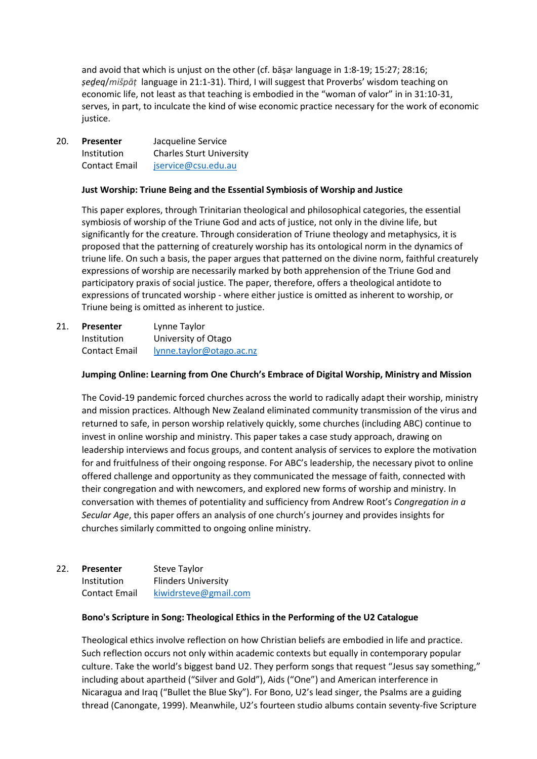and avoid that which is unjust on the other (cf. bāṣaʿ language in 1:8-19; 15:27; 28:16; *ṣeḏeq*/*mišpāṭ* language in 21:1-31). Third, I will suggest that Proverbs' wisdom teaching on economic life, not least as that teaching is embodied in the "woman of valor" in in 31:10-31, serves, in part, to inculcate the kind of wise economic practice necessary for the work of economic justice.

20. **Presenter** Jacqueline Service
    Institution Charles Sturt University
    Contact Email jservice@csu.edu.au

**Just Worship: Triune Being and the Essential Symbiosis of Worship and Justice**

This paper explores, through Trinitarian theological and philosophical categories, the essential symbiosis of worship of the Triune God and acts of justice, not only in the divine life, but significantly for the creature. Through consideration of Triune theology and metaphysics, it is proposed that the patterning of creaturely worship has its ontological norm in the dynamics of triune life. On such a basis, the paper argues that patterned on the divine norm, faithful creaturely expressions of worship are necessarily marked by both apprehension of the Triune God and participatory praxis of social justice. The paper, therefore, offers a theological antidote to expressions of truncated worship - where either justice is omitted as inherent to worship, or Triune being is omitted as inherent to justice.

21. **Presenter** Lynne Taylor
    Institution University of Otago
    Contact Email lynne.taylor@otago.ac.nz

**Jumping Online: Learning from One Church's Embrace of Digital Worship, Ministry and Mission**

The Covid-19 pandemic forced churches across the world to radically adapt their worship, ministry and mission practices. Although New Zealand eliminated community transmission of the virus and returned to safe, in person worship relatively quickly, some churches (including ABC) continue to invest in online worship and ministry. This paper takes a case study approach, drawing on leadership interviews and focus groups, and content analysis of services to explore the motivation for and fruitfulness of their ongoing response. For ABC's leadership, the necessary pivot to online offered challenge and opportunity as they communicated the message of faith, connected with their congregation and with newcomers, and explored new forms of worship and ministry. In conversation with themes of potentiality and sufficiency from Andrew Root's *Congregation in a Secular Age*, this paper offers an analysis of one church's journey and provides insights for churches similarly committed to ongoing online ministry.

22. **Presenter** Steve Taylor
    Institution Flinders University
    Contact Email kiwidrsteve@gmail.com

**Bono's Scripture in Song: Theological Ethics in the Performing of the U2 Catalogue**

Theological ethics involve reflection on how Christian beliefs are embodied in life and practice. Such reflection occurs not only within academic contexts but equally in contemporary popular culture. Take the world's biggest band U2. They perform songs that request "Jesus say something," including about apartheid ("Silver and Gold"), Aids ("One") and American interference in Nicaragua and Iraq ("Bullet the Blue Sky"). For Bono, U2's lead singer, the Psalms are a guiding thread (Canongate, 1999). Meanwhile, U2's fourteen studio albums contain seventy-five Scripture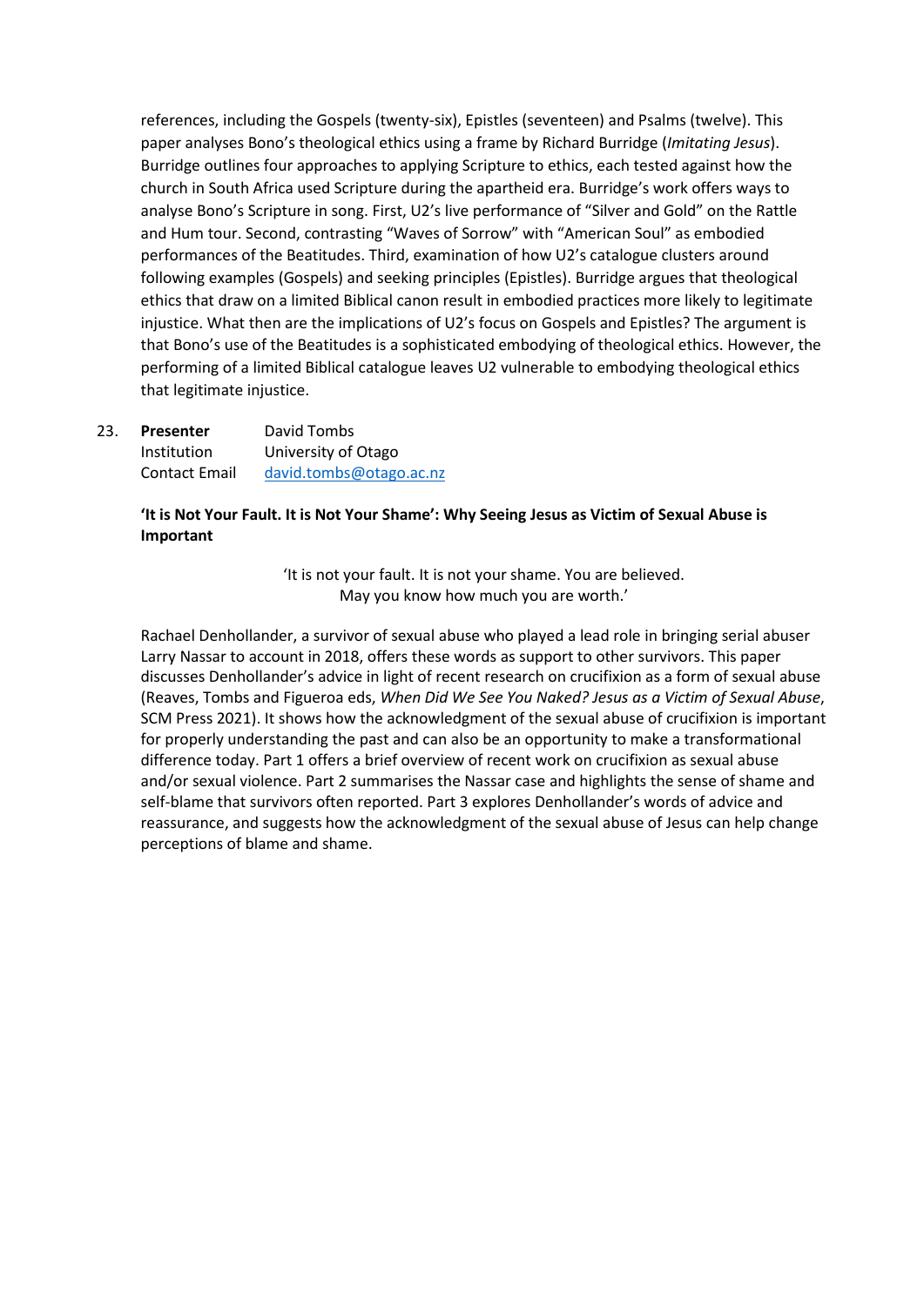references, including the Gospels (twenty-six), Epistles (seventeen) and Psalms (twelve). This paper analyses Bono's theological ethics using a frame by Richard Burridge (*Imitating Jesus*). Burridge outlines four approaches to applying Scripture to ethics, each tested against how the church in South Africa used Scripture during the apartheid era. Burridge's work offers ways to analyse Bono's Scripture in song. First, U2's live performance of "Silver and Gold" on the Rattle and Hum tour. Second, contrasting "Waves of Sorrow" with "American Soul" as embodied performances of the Beatitudes. Third, examination of how U2's catalogue clusters around following examples (Gospels) and seeking principles (Epistles). Burridge argues that theological ethics that draw on a limited Biblical canon result in embodied practices more likely to legitimate injustice. What then are the implications of U2's focus on Gospels and Epistles? The argument is that Bono's use of the Beatitudes is a sophisticated embodying of theological ethics. However, the performing of a limited Biblical catalogue leaves U2 vulnerable to embodying theological ethics that legitimate injustice.

23. **Presenter** David Tombs
 Institution University of Otago
 Contact Email david.tombs@otago.ac.nz

**'It is Not Your Fault. It is Not Your Shame': Why Seeing Jesus as Victim of Sexual Abuse is Important**

> 'It is not your fault. It is not your shame. You are believed.
> May you know how much you are worth.'

Rachael Denhollander, a survivor of sexual abuse who played a lead role in bringing serial abuser Larry Nassar to account in 2018, offers these words as support to other survivors. This paper discusses Denhollander's advice in light of recent research on crucifixion as a form of sexual abuse (Reaves, Tombs and Figueroa eds, *When Did We See You Naked? Jesus as a Victim of Sexual Abuse*, SCM Press 2021). It shows how the acknowledgment of the sexual abuse of crucifixion is important for properly understanding the past and can also be an opportunity to make a transformational difference today. Part 1 offers a brief overview of recent work on crucifixion as sexual abuse and/or sexual violence. Part 2 summarises the Nassar case and highlights the sense of shame and self-blame that survivors often reported. Part 3 explores Denhollander's words of advice and reassurance, and suggests how the acknowledgment of the sexual abuse of Jesus can help change perceptions of blame and shame.